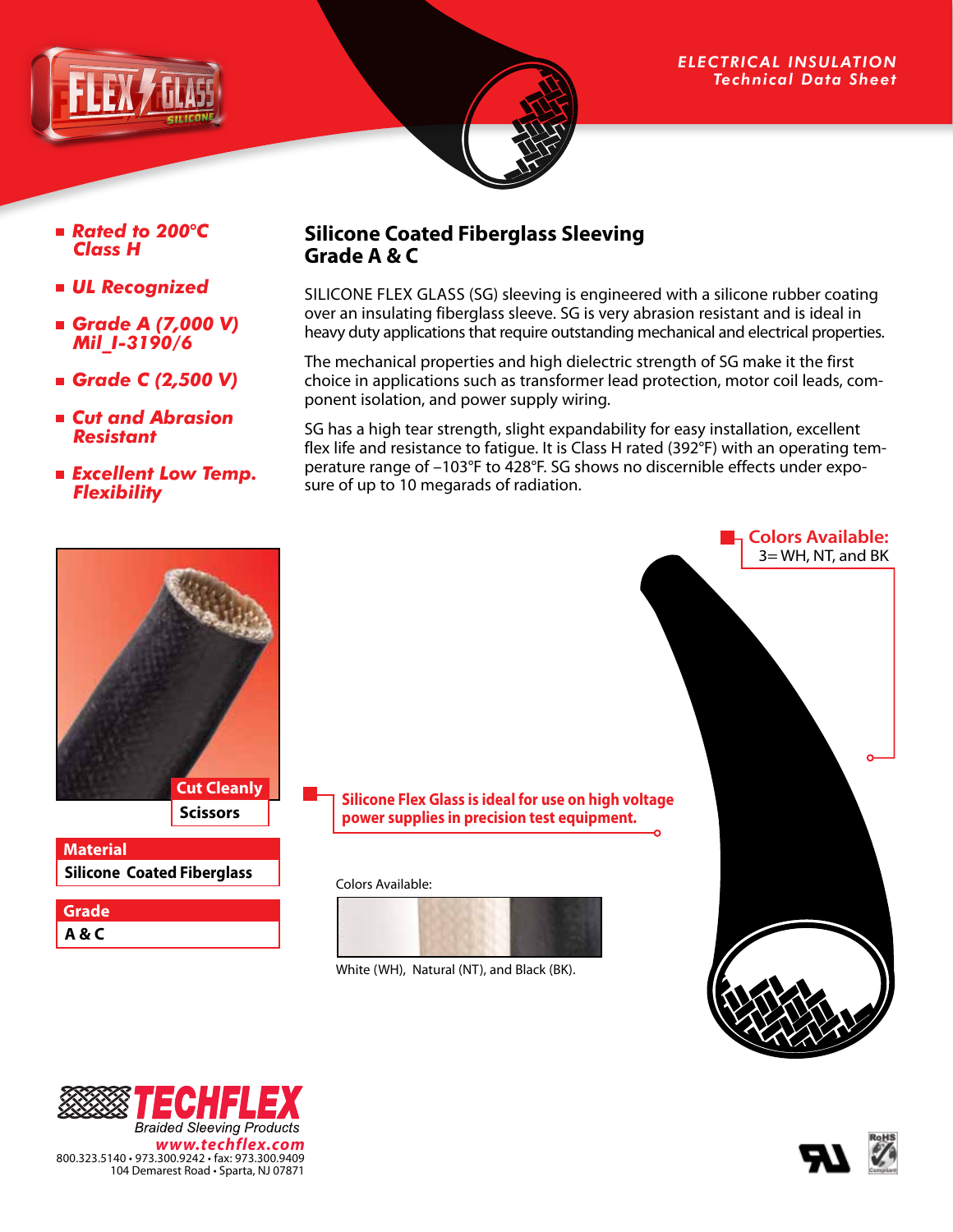ELECTRICAL INSULATION
Technical Data Sheet

- ***Rated to 200°C Class H***
- ***UL Recognized***
- ***Grade A (7,000 V) Mil_I-3190/6***
- ***Grade C (2,500 V)***
- ***Cut and Abrasion Resistant***
- ***Excellent Low Temp. Flexibility***

## Silicone Coated Fiberglass Sleeving Grade A & C

SILICONE FLEX GLASS (SG) sleeving is engineered with a silicone rubber coating over an insulating fiberglass sleeve. SG is very abrasion resistant and is ideal in heavy duty applications that require outstanding mechanical and electrical properties.

The mechanical properties and high dielectric strength of SG make it the first choice in applications such as transformer lead protection, motor coil leads, component isolation, and power supply wiring.

SG has a high tear strength, slight expandability for easy installation, excellent flex life and resistance to fatigue. It is Class H rated (392°F) with an operating temperature range of –103°F to 428°F. SG shows no discernible effects under exposure of up to 10 megarads of radiation.

**Colors Available:**
3= WH, NT, and BK

| Cut Cleanly |
| --- |
| Scissors |

| Material |
| --- |
| Silicone Coated Fiberglass |

| Grade |
| --- |
| A & C |

**Silicone Flex Glass is ideal for use on high voltage power supplies in precision test equipment.**

Colors Available:

White (WH), Natural (NT), and Black (BK).

**TECHFLEX**
Braided Sleeving Products
www.techflex.com
800.323.5140 • 973.300.9242 • fax: 973.300.9409
104 Demarest Road • Sparta, NJ 07871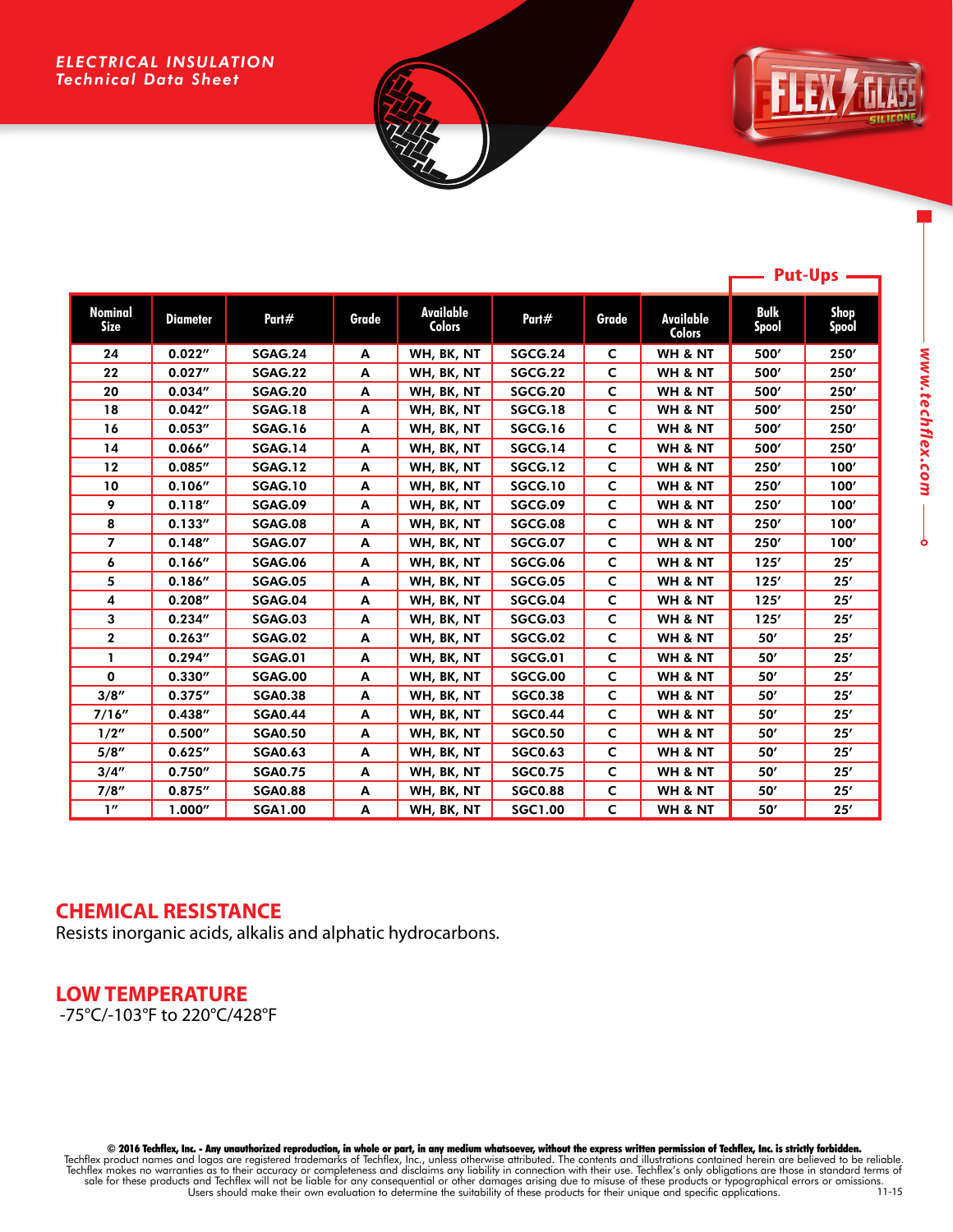ELECTRICAL INSULATION
Technical Data Sheet

| Nominal Size | Diameter | Part# | Grade | Available Colors | Part# | Grade | Available Colors | Put-Ups | |
|---|---|---|---|---|---|---|---|---|---|
| | | | | | | | | Bulk Spool | Shop Spool |
| 24 | 0.022″ | SGAG.24 | A | WH, BK, NT | SGCG.24 | C | WH & NT | 500′ | 250′ |
| 22 | 0.027″ | SGAG.22 | A | WH, BK, NT | SGCG.22 | C | WH & NT | 500′ | 250′ |
| 20 | 0.034″ | SGAG.20 | A | WH, BK, NT | SGCG.20 | C | WH & NT | 500′ | 250′ |
| 18 | 0.042″ | SGAG.18 | A | WH, BK, NT | SGCG.18 | C | WH & NT | 500′ | 250′ |
| 16 | 0.053″ | SGAG.16 | A | WH, BK, NT | SGCG.16 | C | WH & NT | 500′ | 250′ |
| 14 | 0.066″ | SGAG.14 | A | WH, BK, NT | SGCG.14 | C | WH & NT | 500′ | 250′ |
| 12 | 0.085″ | SGAG.12 | A | WH, BK, NT | SGCG.12 | C | WH & NT | 250′ | 100′ |
| 10 | 0.106″ | SGAG.10 | A | WH, BK, NT | SGCG.10 | C | WH & NT | 250′ | 100′ |
| 9 | 0.118″ | SGAG.09 | A | WH, BK, NT | SGCG.09 | C | WH & NT | 250′ | 100′ |
| 8 | 0.133″ | SGAG.08 | A | WH, BK, NT | SGCG.08 | C | WH & NT | 250′ | 100′ |
| 7 | 0.148″ | SGAG.07 | A | WH, BK, NT | SGCG.07 | C | WH & NT | 250′ | 100′ |
| 6 | 0.166″ | SGAG.06 | A | WH, BK, NT | SGCG.06 | C | WH & NT | 125′ | 25′ |
| 5 | 0.186″ | SGAG.05 | A | WH, BK, NT | SGCG.05 | C | WH & NT | 125′ | 25′ |
| 4 | 0.208″ | SGAG.04 | A | WH, BK, NT | SGCG.04 | C | WH & NT | 125′ | 25′ |
| 3 | 0.234″ | SGAG.03 | A | WH, BK, NT | SGCG.03 | C | WH & NT | 125′ | 25′ |
| 2 | 0.263″ | SGAG.02 | A | WH, BK, NT | SGCG.02 | C | WH & NT | 50′ | 25′ |
| 1 | 0.294″ | SGAG.01 | A | WH, BK, NT | SGCG.01 | C | WH & NT | 50′ | 25′ |
| 0 | 0.330″ | SGAG.00 | A | WH, BK, NT | SGCG.00 | C | WH & NT | 50′ | 25′ |
| 3/8″ | 0.375″ | SGA0.38 | A | WH, BK, NT | SGC0.38 | C | WH & NT | 50′ | 25′ |
| 7/16″ | 0.438″ | SGA0.44 | A | WH, BK, NT | SGC0.44 | C | WH & NT | 50′ | 25′ |
| 1/2″ | 0.500″ | SGA0.50 | A | WH, BK, NT | SGC0.50 | C | WH & NT | 50′ | 25′ |
| 5/8″ | 0.625″ | SGA0.63 | A | WH, BK, NT | SGC0.63 | C | WH & NT | 50′ | 25′ |
| 3/4″ | 0.750″ | SGA0.75 | A | WH, BK, NT | SGC0.75 | C | WH & NT | 50′ | 25′ |
| 7/8″ | 0.875″ | SGA0.88 | A | WH, BK, NT | SGC0.88 | C | WH & NT | 50′ | 25′ |
| 1″ | 1.000″ | SGA1.00 | A | WH, BK, NT | SGC1.00 | C | WH & NT | 50′ | 25′ |

## CHEMICAL RESISTANCE

Resists inorganic acids, alkalis and alphatic hydrocarbons.

## LOW TEMPERATURE

-75°C/-103°F to 220°C/428°F

**© 2016 Techflex, Inc. - Any unauthorized reproduction, in whole or part, in any medium whatsoever, without the express written permission of Techflex, Inc. is strictly forbidden.**
Techflex product names and logos are registered trademarks of Techflex, Inc., unless otherwise attributed. The contents and illustrations contained herein are believed to be reliable. Techflex makes no warranties as to their accuracy or completeness and disclaims any liability in connection with their use. Techflex's only obligations are those in standard terms of sale for these products and Techflex will not be liable for any consequential or other damages arising due to misuse of these products or typographical errors or omissions. Users should make their own evaluation to determine the suitability of these products for their unique and specific applications. 11-15